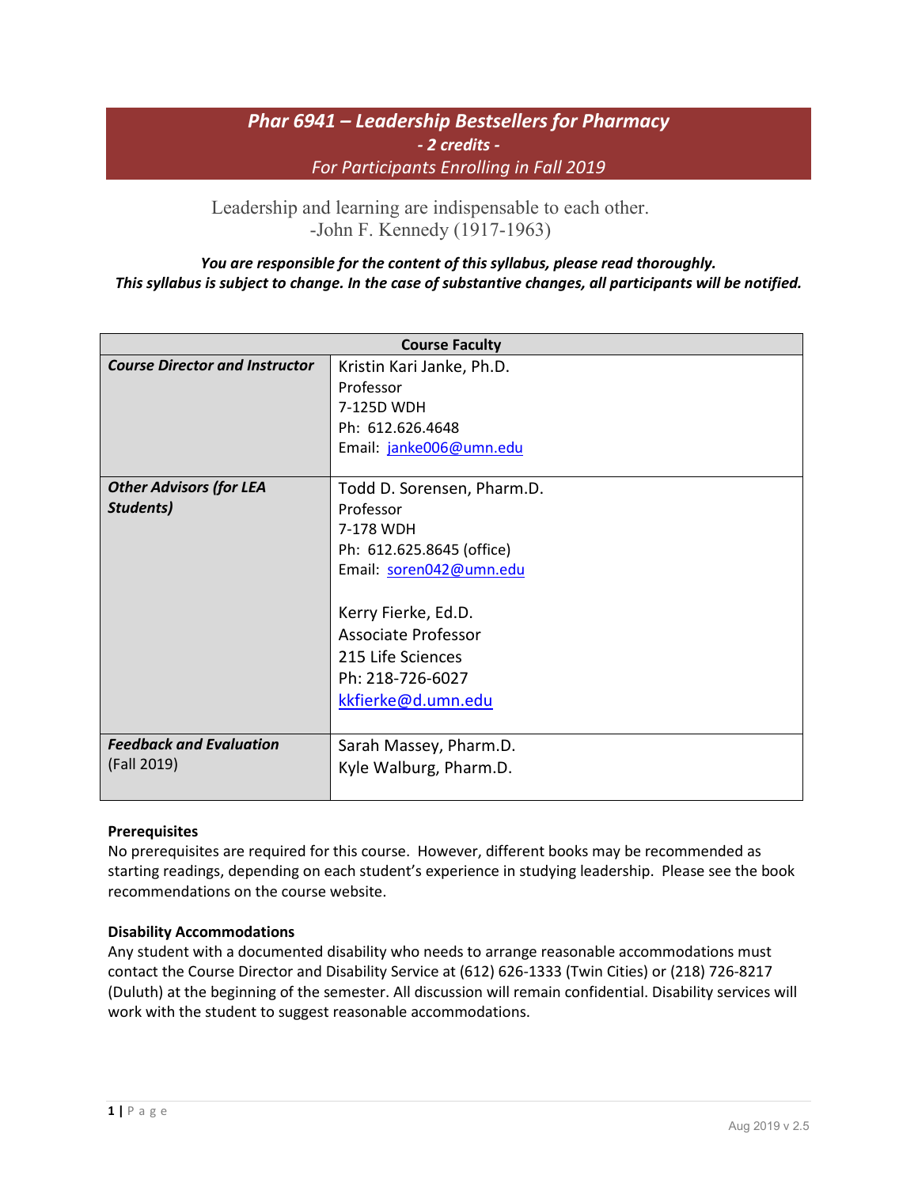# *Phar 6941 – Leadership Bestsellers for Pharmacy*

***- 2 credits -***

*For Participants Enrolling in Fall 2019*

Leadership and learning are indispensable to each other.
-John F. Kennedy (1917-1963)

***You are responsible for the content of this syllabus, please read thoroughly.***
***This syllabus is subject to change. In the case of substantive changes, all participants will be notified.***

| Course Faculty | |
|---|---|
| ***Course Director and Instructor*** | Kristin Kari Janke, Ph.D.<br>Professor<br>7-125D WDH<br>Ph: 612.626.4648<br>Email: janke006@umn.edu |
| ***Other Advisors (for LEA Students)*** | Todd D. Sorensen, Pharm.D.<br>Professor<br>7-178 WDH<br>Ph: 612.625.8645 (office)<br>Email: soren042@umn.edu<br><br>Kerry Fierke, Ed.D.<br>Associate Professor<br>215 Life Sciences<br>Ph: 218-726-6027<br>kkfierke@d.umn.edu |
| ***Feedback and Evaluation*** (Fall 2019) | Sarah Massey, Pharm.D.<br>Kyle Walburg, Pharm.D. |

**Prerequisites**

No prerequisites are required for this course. However, different books may be recommended as starting readings, depending on each student's experience in studying leadership. Please see the book recommendations on the course website.

**Disability Accommodations**

Any student with a documented disability who needs to arrange reasonable accommodations must contact the Course Director and Disability Service at (612) 626-1333 (Twin Cities) or (218) 726-8217 (Duluth) at the beginning of the semester. All discussion will remain confidential. Disability services will work with the student to suggest reasonable accommodations.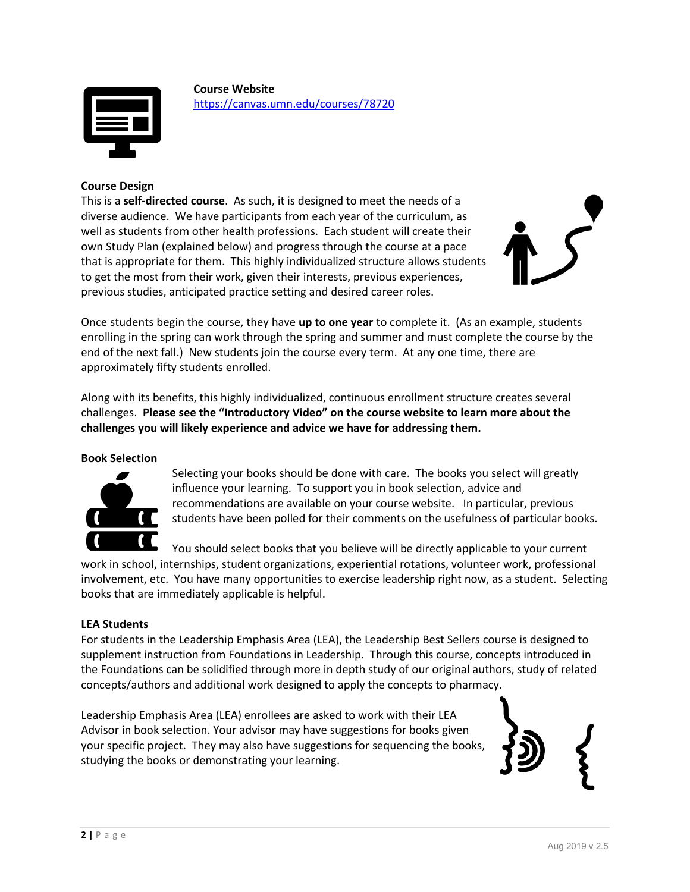**Course Website**
https://canvas.umn.edu/courses/78720

**Course Design**

This is a **self-directed course**. As such, it is designed to meet the needs of a diverse audience. We have participants from each year of the curriculum, as well as students from other health professions. Each student will create their own Study Plan (explained below) and progress through the course at a pace that is appropriate for them. This highly individualized structure allows students to get the most from their work, given their interests, previous experiences, previous studies, anticipated practice setting and desired career roles.

Once students begin the course, they have **up to one year** to complete it. (As an example, students enrolling in the spring can work through the spring and summer and must complete the course by the end of the next fall.) New students join the course every term. At any one time, there are approximately fifty students enrolled.

Along with its benefits, this highly individualized, continuous enrollment structure creates several challenges. **Please see the "Introductory Video" on the course website to learn more about the challenges you will likely experience and advice we have for addressing them.**

**Book Selection**

Selecting your books should be done with care. The books you select will greatly influence your learning. To support you in book selection, advice and recommendations are available on your course website. In particular, previous students have been polled for their comments on the usefulness of particular books.

You should select books that you believe will be directly applicable to your current work in school, internships, student organizations, experiential rotations, volunteer work, professional involvement, etc. You have many opportunities to exercise leadership right now, as a student. Selecting books that are immediately applicable is helpful.

**LEA Students**

For students in the Leadership Emphasis Area (LEA), the Leadership Best Sellers course is designed to supplement instruction from Foundations in Leadership. Through this course, concepts introduced in the Foundations can be solidified through more in depth study of our original authors, study of related concepts/authors and additional work designed to apply the concepts to pharmacy.

Leadership Emphasis Area (LEA) enrollees are asked to work with their LEA Advisor in book selection. Your advisor may have suggestions for books given your specific project. They may also have suggestions for sequencing the books, studying the books or demonstrating your learning.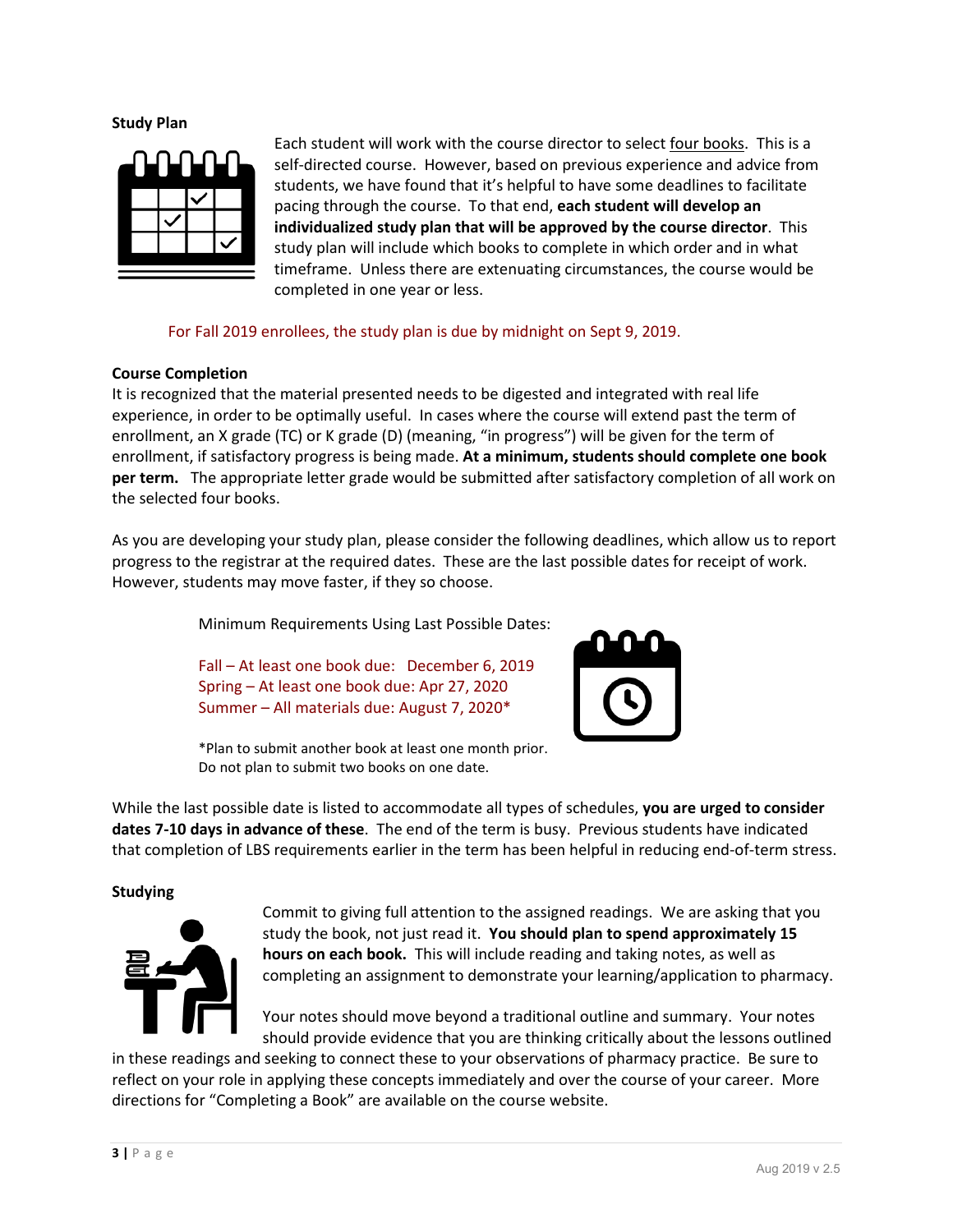**Study Plan**

Each student will work with the course director to select four books. This is a self-directed course. However, based on previous experience and advice from students, we have found that it's helpful to have some deadlines to facilitate pacing through the course. To that end, **each student will develop an individualized study plan that will be approved by the course director**. This study plan will include which books to complete in which order and in what timeframe. Unless there are extenuating circumstances, the course would be completed in one year or less.

For Fall 2019 enrollees, the study plan is due by midnight on Sept 9, 2019.

**Course Completion**

It is recognized that the material presented needs to be digested and integrated with real life experience, in order to be optimally useful. In cases where the course will extend past the term of enrollment, an X grade (TC) or K grade (D) (meaning, "in progress") will be given for the term of enrollment, if satisfactory progress is being made. **At a minimum, students should complete one book per term.** The appropriate letter grade would be submitted after satisfactory completion of all work on the selected four books.

As you are developing your study plan, please consider the following deadlines, which allow us to report progress to the registrar at the required dates. These are the last possible dates for receipt of work. However, students may move faster, if they so choose.

Minimum Requirements Using Last Possible Dates:

Fall – At least one book due: December 6, 2019
Spring – At least one book due: Apr 27, 2020
Summer – All materials due: August 7, 2020*

*Plan to submit another book at least one month prior. Do not plan to submit two books on one date.

While the last possible date is listed to accommodate all types of schedules, **you are urged to consider dates 7-10 days in advance of these**. The end of the term is busy. Previous students have indicated that completion of LBS requirements earlier in the term has been helpful in reducing end-of-term stress.

**Studying**

Commit to giving full attention to the assigned readings. We are asking that you study the book, not just read it. **You should plan to spend approximately 15 hours on each book.** This will include reading and taking notes, as well as completing an assignment to demonstrate your learning/application to pharmacy.

Your notes should move beyond a traditional outline and summary. Your notes should provide evidence that you are thinking critically about the lessons outlined in these readings and seeking to connect these to your observations of pharmacy practice. Be sure to reflect on your role in applying these concepts immediately and over the course of your career. More directions for "Completing a Book" are available on the course website.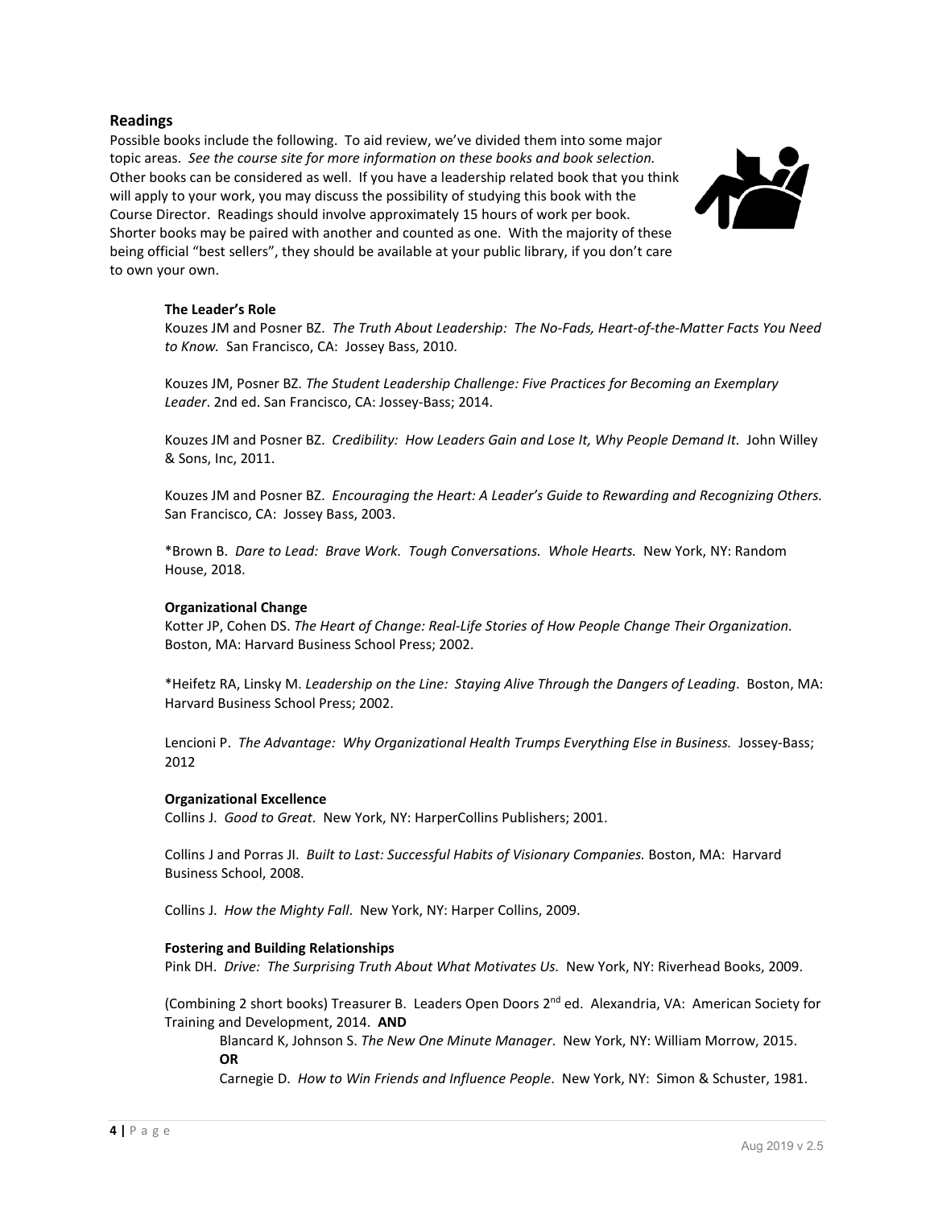## Readings

Possible books include the following. To aid review, we've divided them into some major topic areas. *See the course site for more information on these books and book selection.* Other books can be considered as well. If you have a leadership related book that you think will apply to your work, you may discuss the possibility of studying this book with the Course Director. Readings should involve approximately 15 hours of work per book. Shorter books may be paired with another and counted as one. With the majority of these being official "best sellers", they should be available at your public library, if you don't care to own your own.

**The Leader's Role**

Kouzes JM and Posner BZ. *The Truth About Leadership: The No-Fads, Heart-of-the-Matter Facts You Need to Know.* San Francisco, CA: Jossey Bass, 2010.

Kouzes JM, Posner BZ. *The Student Leadership Challenge: Five Practices for Becoming an Exemplary Leader*. 2nd ed. San Francisco, CA: Jossey-Bass; 2014.

Kouzes JM and Posner BZ. *Credibility: How Leaders Gain and Lose It, Why People Demand It.* John Willey & Sons, Inc, 2011.

Kouzes JM and Posner BZ. *Encouraging the Heart: A Leader's Guide to Rewarding and Recognizing Others.* San Francisco, CA: Jossey Bass, 2003.

*Brown B. *Dare to Lead: Brave Work. Tough Conversations. Whole Hearts.* New York, NY: Random House, 2018.

**Organizational Change**

Kotter JP, Cohen DS. *The Heart of Change: Real-Life Stories of How People Change Their Organization.* Boston, MA: Harvard Business School Press; 2002.

*Heifetz RA, Linsky M. *Leadership on the Line: Staying Alive Through the Dangers of Leading*. Boston, MA: Harvard Business School Press; 2002.

Lencioni P. *The Advantage: Why Organizational Health Trumps Everything Else in Business.* Jossey-Bass; 2012

**Organizational Excellence**

Collins J. *Good to Great*. New York, NY: HarperCollins Publishers; 2001.

Collins J and Porras JI. *Built to Last: Successful Habits of Visionary Companies.* Boston, MA: Harvard Business School, 2008.

Collins J. *How the Mighty Fall*. New York, NY: Harper Collins, 2009.

**Fostering and Building Relationships**

Pink DH. *Drive: The Surprising Truth About What Motivates Us.* New York, NY: Riverhead Books, 2009.

(Combining 2 short books) Treasurer B. Leaders Open Doors 2nd ed. Alexandria, VA: American Society for Training and Development, 2014. **AND**

Blancard K, Johnson S. *The New One Minute Manager*. New York, NY: William Morrow, 2015.
**OR**
Carnegie D. *How to Win Friends and Influence People*. New York, NY: Simon & Schuster, 1981.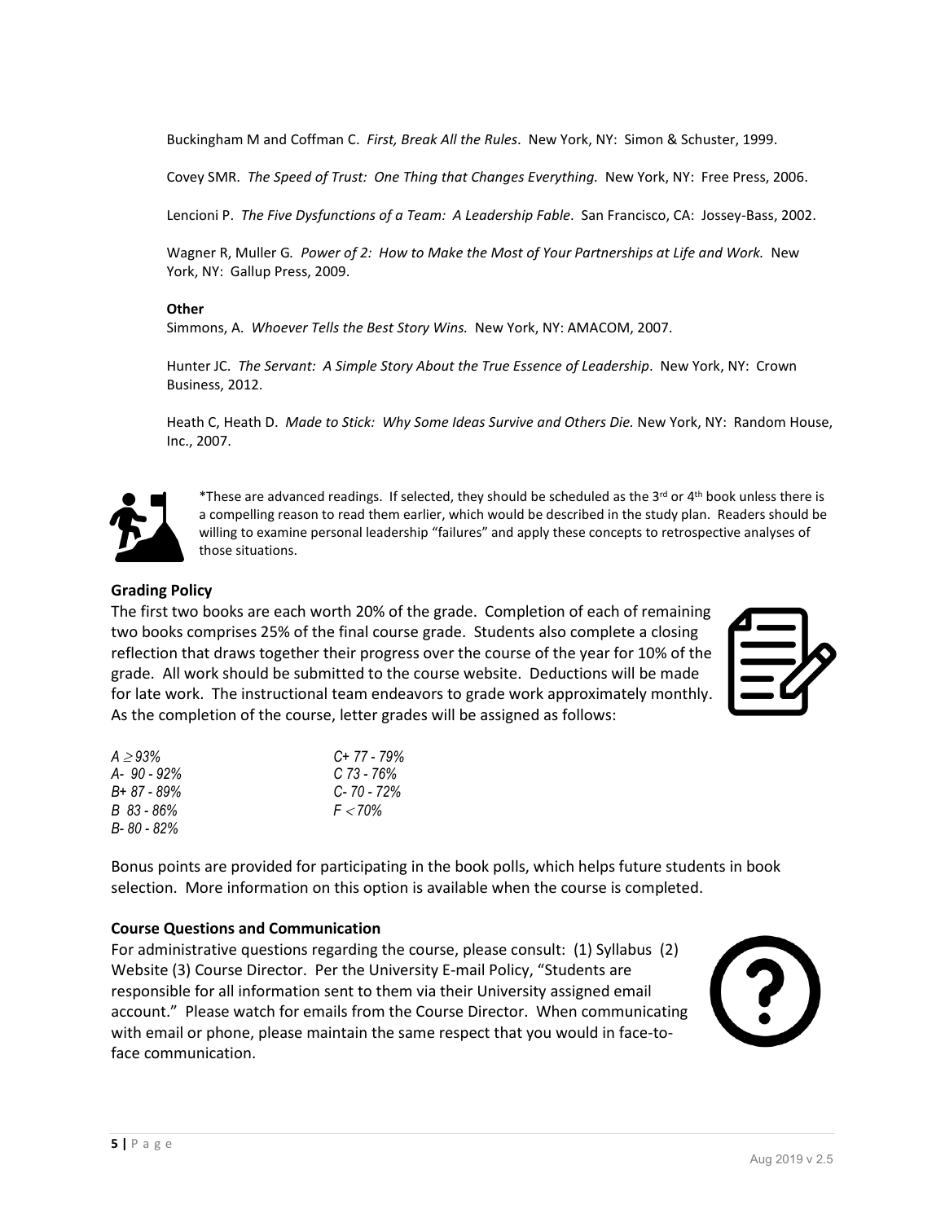Buckingham M and Coffman C. *First, Break All the Rules*. New York, NY: Simon & Schuster, 1999.

Covey SMR. *The Speed of Trust: One Thing that Changes Everything.* New York, NY: Free Press, 2006.

Lencioni P. *The Five Dysfunctions of a Team: A Leadership Fable*. San Francisco, CA: Jossey-Bass, 2002.

Wagner R, Muller G*. Power of 2: How to Make the Most of Your Partnerships at Life and Work.* New York, NY: Gallup Press, 2009.

**Other**

Simmons, A. *Whoever Tells the Best Story Wins.* New York, NY: AMACOM, 2007.

Hunter JC. *The Servant: A Simple Story About the True Essence of Leadership*. New York, NY: Crown Business, 2012.

Heath C, Heath D. *Made to Stick: Why Some Ideas Survive and Others Die.* New York, NY: Random House, Inc., 2007.

*These are advanced readings. If selected, they should be scheduled as the 3rd or 4th book unless there is a compelling reason to read them earlier, which would be described in the study plan. Readers should be willing to examine personal leadership "failures" and apply these concepts to retrospective analyses of those situations.

### Grading Policy

The first two books are each worth 20% of the grade. Completion of each of remaining two books comprises 25% of the final course grade. Students also complete a closing reflection that draws together their progress over the course of the year for 10% of the grade. All work should be submitted to the course website. Deductions will be made for late work. The instructional team endeavors to grade work approximately monthly. As the completion of the course, letter grades will be assigned as follows:

*A ≥ 93%*
*A- 90 - 92%*
*B+ 87 - 89%*
*B 83 - 86%*
*B- 80 - 82%*
*C+ 77 - 79%*
*C 73 - 76%*
*C- 70 - 72%*
*F < 70%*

Bonus points are provided for participating in the book polls, which helps future students in book selection. More information on this option is available when the course is completed.

### Course Questions and Communication

For administrative questions regarding the course, please consult: (1) Syllabus (2) Website (3) Course Director. Per the University E-mail Policy, "Students are responsible for all information sent to them via their University assigned email account." Please watch for emails from the Course Director. When communicating with email or phone, please maintain the same respect that you would in face-to-face communication.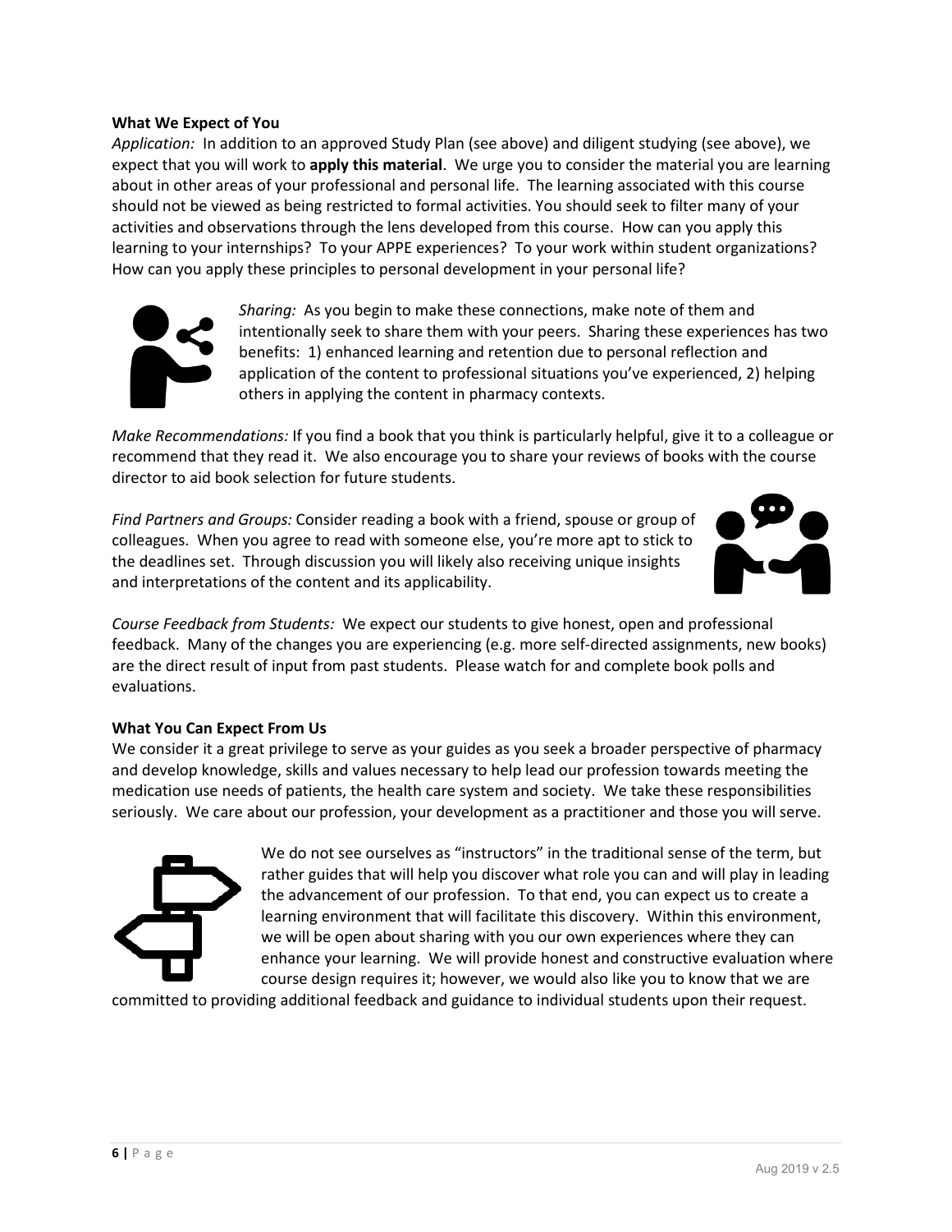**What We Expect of You**

*Application:* In addition to an approved Study Plan (see above) and diligent studying (see above), we expect that you will work to **apply this material**. We urge you to consider the material you are learning about in other areas of your professional and personal life. The learning associated with this course should not be viewed as being restricted to formal activities. You should seek to filter many of your activities and observations through the lens developed from this course. How can you apply this learning to your internships? To your APPE experiences? To your work within student organizations? How can you apply these principles to personal development in your personal life?

*Sharing:* As you begin to make these connections, make note of them and intentionally seek to share them with your peers. Sharing these experiences has two benefits: 1) enhanced learning and retention due to personal reflection and application of the content to professional situations you've experienced, 2) helping others in applying the content in pharmacy contexts.

*Make Recommendations:* If you find a book that you think is particularly helpful, give it to a colleague or recommend that they read it. We also encourage you to share your reviews of books with the course director to aid book selection for future students.

*Find Partners and Groups:* Consider reading a book with a friend, spouse or group of colleagues. When you agree to read with someone else, you're more apt to stick to the deadlines set. Through discussion you will likely also receiving unique insights and interpretations of the content and its applicability.

*Course Feedback from Students:* We expect our students to give honest, open and professional feedback. Many of the changes you are experiencing (e.g. more self-directed assignments, new books) are the direct result of input from past students. Please watch for and complete book polls and evaluations.

**What You Can Expect From Us**

We consider it a great privilege to serve as your guides as you seek a broader perspective of pharmacy and develop knowledge, skills and values necessary to help lead our profession towards meeting the medication use needs of patients, the health care system and society. We take these responsibilities seriously. We care about our profession, your development as a practitioner and those you will serve.

We do not see ourselves as "instructors" in the traditional sense of the term, but rather guides that will help you discover what role you can and will play in leading the advancement of our profession. To that end, you can expect us to create a learning environment that will facilitate this discovery. Within this environment, we will be open about sharing with you our own experiences where they can enhance your learning. We will provide honest and constructive evaluation where course design requires it; however, we would also like you to know that we are committed to providing additional feedback and guidance to individual students upon their request.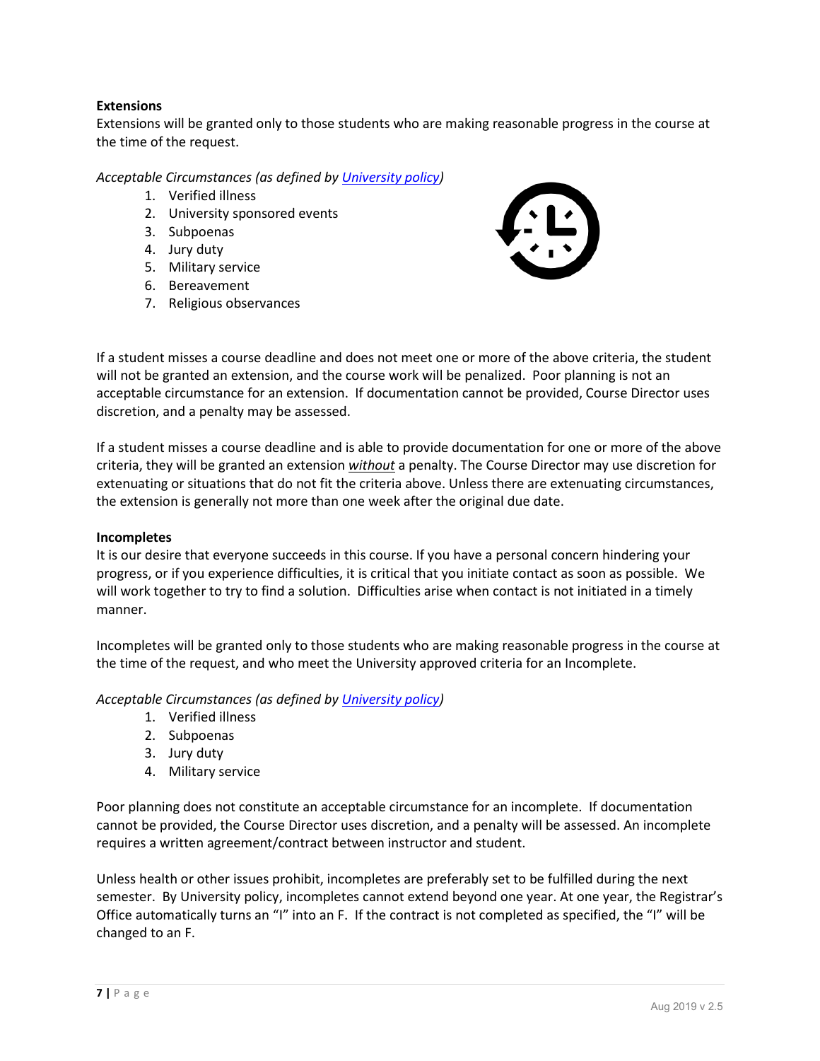**Extensions**

Extensions will be granted only to those students who are making reasonable progress in the course at the time of the request.

*Acceptable Circumstances (as defined by University policy)*

1. Verified illness
2. University sponsored events
3. Subpoenas
4. Jury duty
5. Military service
6. Bereavement
7. Religious observances

If a student misses a course deadline and does not meet one or more of the above criteria, the student will not be granted an extension, and the course work will be penalized. Poor planning is not an acceptable circumstance for an extension. If documentation cannot be provided, Course Director uses discretion, and a penalty may be assessed.

If a student misses a course deadline and is able to provide documentation for one or more of the above criteria, they will be granted an extension ***without*** a penalty. The Course Director may use discretion for extenuating or situations that do not fit the criteria above. Unless there are extenuating circumstances, the extension is generally not more than one week after the original due date.

**Incompletes**

It is our desire that everyone succeeds in this course. If you have a personal concern hindering your progress, or if you experience difficulties, it is critical that you initiate contact as soon as possible. We will work together to try to find a solution. Difficulties arise when contact is not initiated in a timely manner.

Incompletes will be granted only to those students who are making reasonable progress in the course at the time of the request, and who meet the University approved criteria for an Incomplete.

*Acceptable Circumstances (as defined by University policy)*

1. Verified illness
2. Subpoenas
3. Jury duty
4. Military service

Poor planning does not constitute an acceptable circumstance for an incomplete. If documentation cannot be provided, the Course Director uses discretion, and a penalty will be assessed. An incomplete requires a written agreement/contract between instructor and student.

Unless health or other issues prohibit, incompletes are preferably set to be fulfilled during the next semester. By University policy, incompletes cannot extend beyond one year. At one year, the Registrar's Office automatically turns an "I" into an F. If the contract is not completed as specified, the "I" will be changed to an F.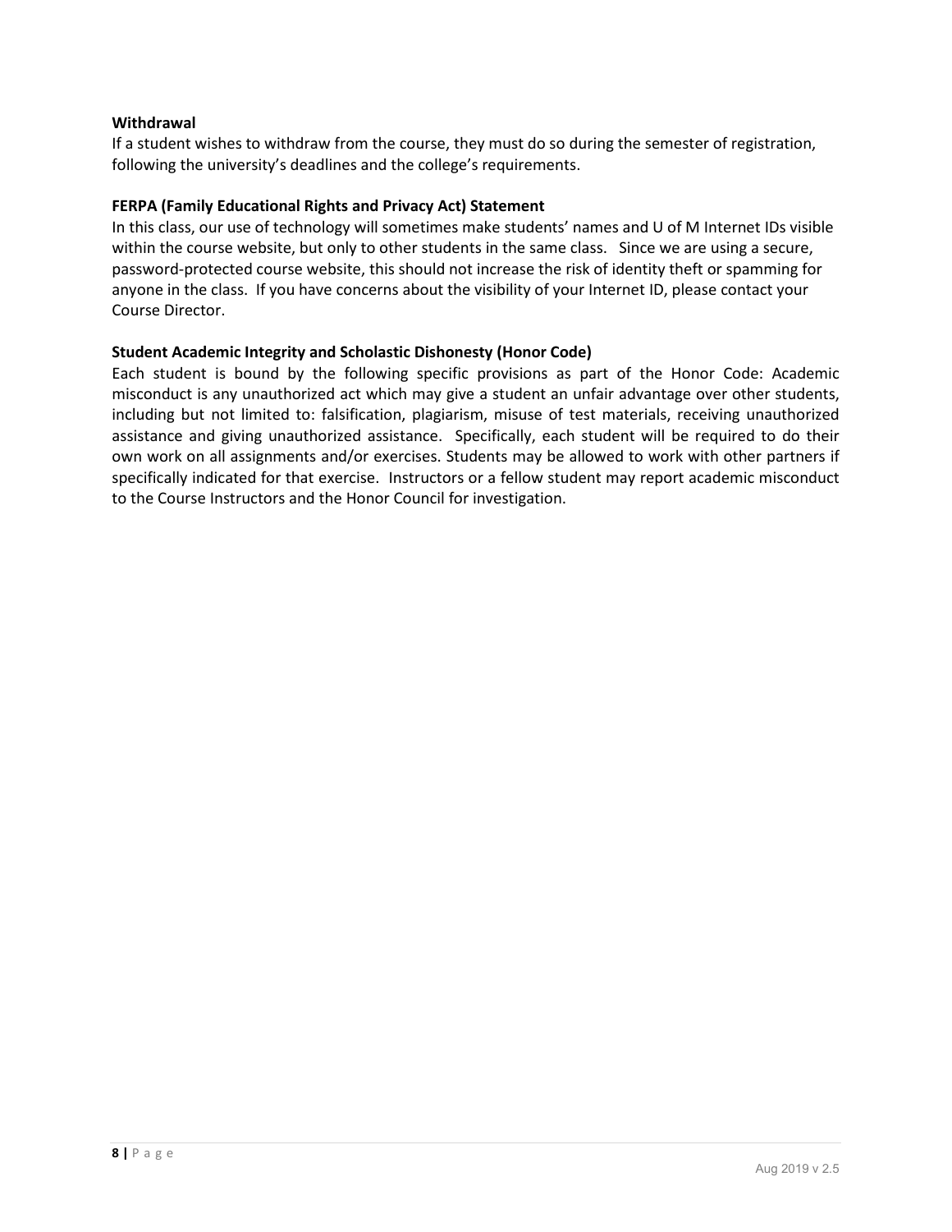**Withdrawal**

If a student wishes to withdraw from the course, they must do so during the semester of registration, following the university's deadlines and the college's requirements.

**FERPA (Family Educational Rights and Privacy Act) Statement**

In this class, our use of technology will sometimes make students' names and U of M Internet IDs visible within the course website, but only to other students in the same class. Since we are using a secure, password-protected course website, this should not increase the risk of identity theft or spamming for anyone in the class. If you have concerns about the visibility of your Internet ID, please contact your Course Director.

**Student Academic Integrity and Scholastic Dishonesty (Honor Code)**

Each student is bound by the following specific provisions as part of the Honor Code: Academic misconduct is any unauthorized act which may give a student an unfair advantage over other students, including but not limited to: falsification, plagiarism, misuse of test materials, receiving unauthorized assistance and giving unauthorized assistance. Specifically, each student will be required to do their own work on all assignments and/or exercises. Students may be allowed to work with other partners if specifically indicated for that exercise. Instructors or a fellow student may report academic misconduct to the Course Instructors and the Honor Council for investigation.